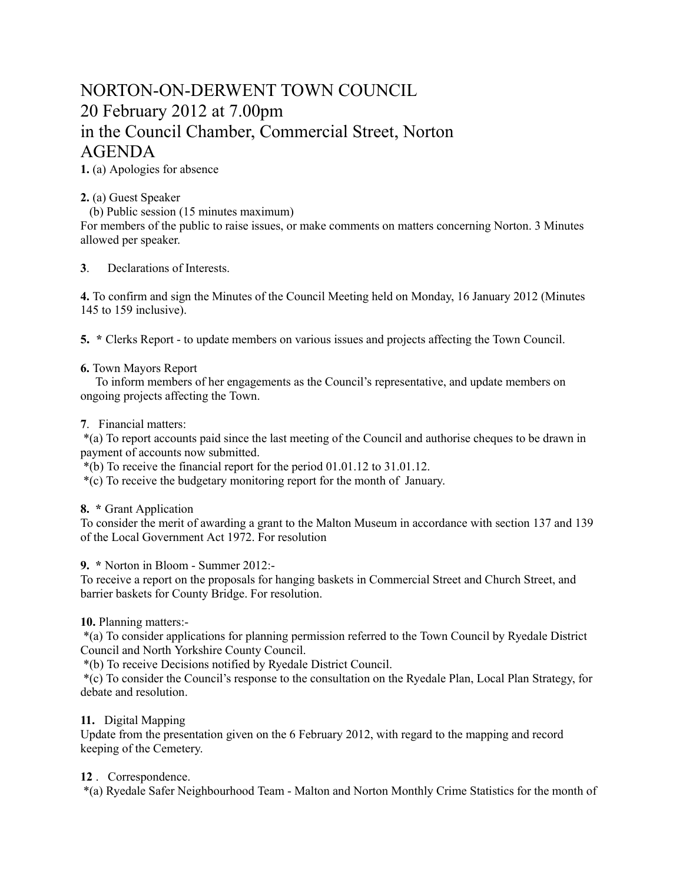# NORTON-ON-DERWENT TOWN COUNCIL
# 20 February 2012 at 7.00pm
# in the Council Chamber, Commercial Street, Norton
# AGENDA

**1.** (a) Apologies for absence

**2.** (a) Guest Speaker
  (b) Public session (15 minutes maximum)
For members of the public to raise issues, or make comments on matters concerning Norton. 3 Minutes allowed per speaker.

**3**. Declarations of Interests.

**4.** To confirm and sign the Minutes of the Council Meeting held on Monday, 16 January 2012 (Minutes 145 to 159 inclusive).

**5.** * Clerks Report - to update members on various issues and projects affecting the Town Council.

**6.** Town Mayors Report
  To inform members of her engagements as the Council's representative, and update members on ongoing projects affecting the Town.

**7**. Financial matters:
*(a) To report accounts paid since the last meeting of the Council and authorise cheques to be drawn in payment of accounts now submitted.
*(b) To receive the financial report for the period 01.01.12 to 31.01.12.
*(c) To receive the budgetary monitoring report for the month of January.

**8.** * Grant Application
To consider the merit of awarding a grant to the Malton Museum in accordance with section 137 and 139 of the Local Government Act 1972. For resolution

**9.** * Norton in Bloom - Summer 2012:-
To receive a report on the proposals for hanging baskets in Commercial Street and Church Street, and barrier baskets for County Bridge. For resolution.

**10.** Planning matters:-
*(a) To consider applications for planning permission referred to the Town Council by Ryedale District Council and North Yorkshire County Council.
*(b) To receive Decisions notified by Ryedale District Council.
*(c) To consider the Council's response to the consultation on the Ryedale Plan, Local Plan Strategy, for debate and resolution.

**11.** Digital Mapping
Update from the presentation given on the 6 February 2012, with regard to the mapping and record keeping of the Cemetery.

**12** . Correspondence.
*(a) Ryedale Safer Neighbourhood Team - Malton and Norton Monthly Crime Statistics for the month of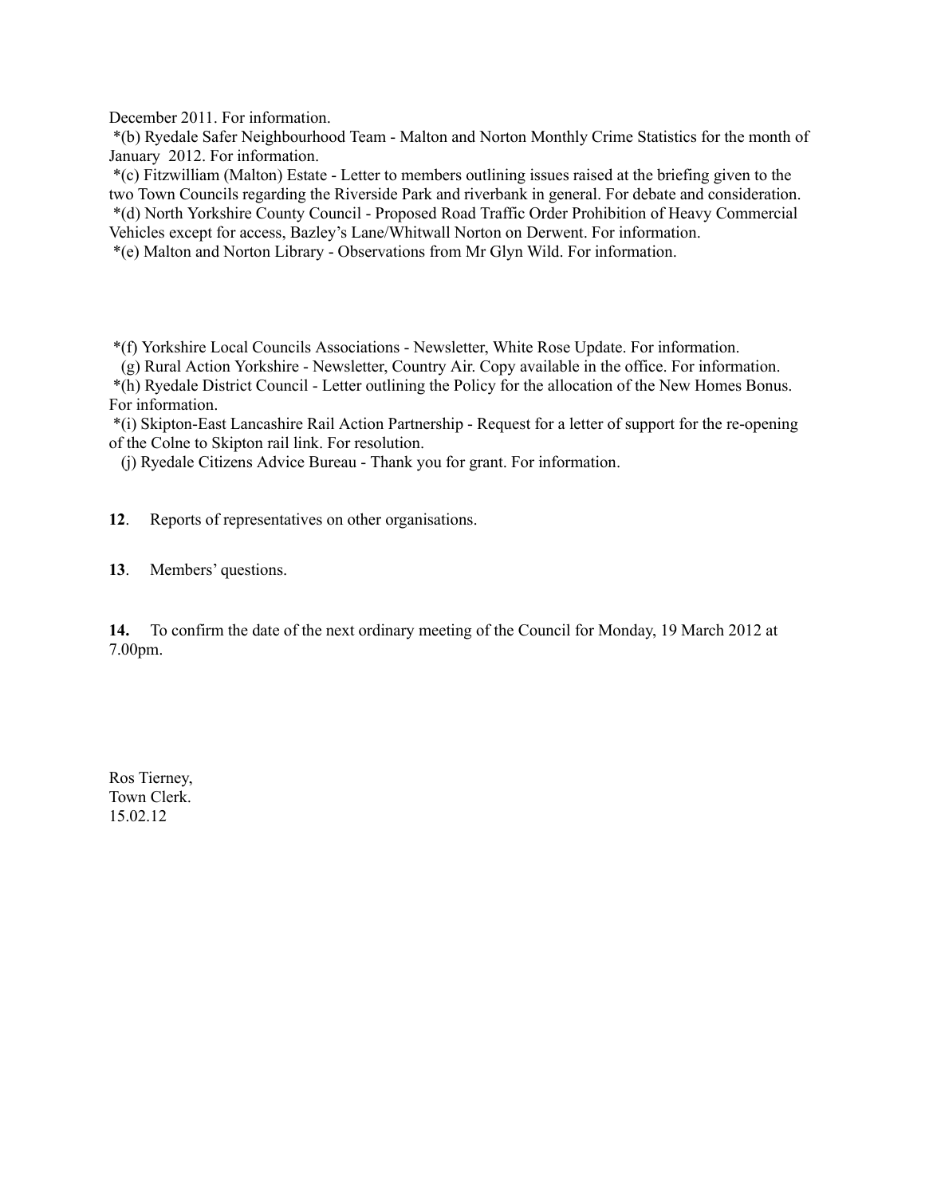December 2011. For information.

*(b) Ryedale Safer Neighbourhood Team - Malton and Norton Monthly Crime Statistics for the month of January 2012. For information.

*(c) Fitzwilliam (Malton) Estate - Letter to members outlining issues raised at the briefing given to the two Town Councils regarding the Riverside Park and riverbank in general. For debate and consideration.

*(d) North Yorkshire County Council - Proposed Road Traffic Order Prohibition of Heavy Commercial Vehicles except for access, Bazley's Lane/Whitwall Norton on Derwent. For information.

*(e) Malton and Norton Library - Observations from Mr Glyn Wild. For information.

*(f) Yorkshire Local Councils Associations - Newsletter, White Rose Update. For information.

(g) Rural Action Yorkshire - Newsletter, Country Air. Copy available in the office. For information.

*(h) Ryedale District Council - Letter outlining the Policy for the allocation of the New Homes Bonus. For information.

*(i) Skipton-East Lancashire Rail Action Partnership - Request for a letter of support for the re-opening of the Colne to Skipton rail link. For resolution.

(j) Ryedale Citizens Advice Bureau - Thank you for grant. For information.

**12**. Reports of representatives on other organisations.

**13**. Members' questions.

**14.** To confirm the date of the next ordinary meeting of the Council for Monday, 19 March 2012 at 7.00pm.

Ros Tierney,
Town Clerk.
15.02.12